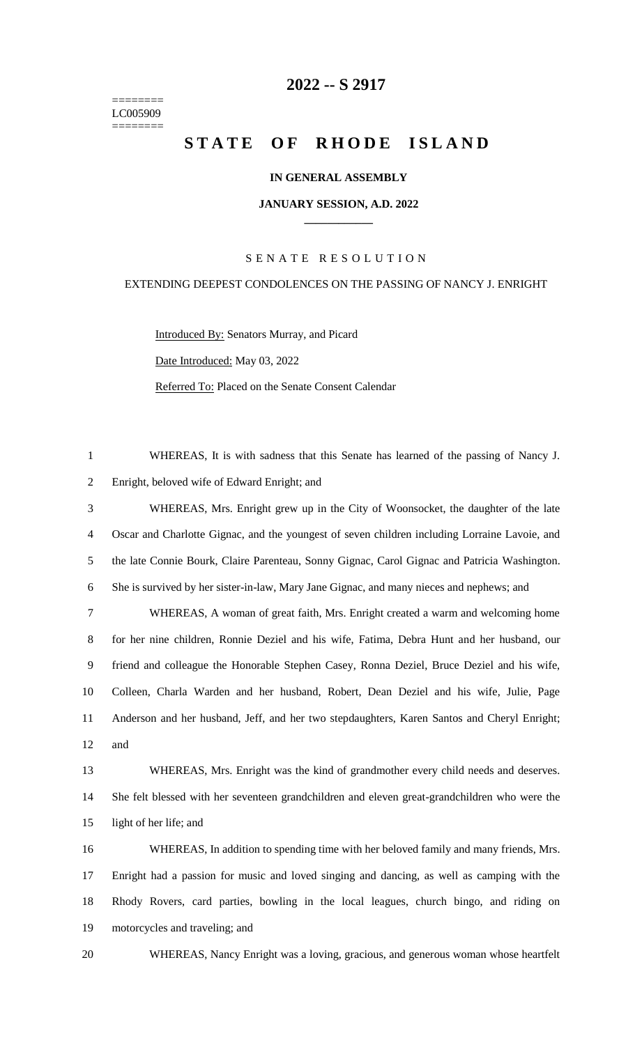========
LC005909
========

# 2022 -- S 2917

# STATE OF RHODE ISLAND

### IN GENERAL ASSEMBLY

### JANUARY SESSION, A.D. 2022

### SENATE RESOLUTION

EXTENDING DEEPEST CONDOLENCES ON THE PASSING OF NANCY J. ENRIGHT

Introduced By: Senators Murray, and Picard

Date Introduced: May 03, 2022

Referred To: Placed on the Senate Consent Calendar

WHEREAS, It is with sadness that this Senate has learned of the passing of Nancy J. Enright, beloved wife of Edward Enright; and

WHEREAS, Mrs. Enright grew up in the City of Woonsocket, the daughter of the late Oscar and Charlotte Gignac, and the youngest of seven children including Lorraine Lavoie, and the late Connie Bourk, Claire Parenteau, Sonny Gignac, Carol Gignac and Patricia Washington. She is survived by her sister-in-law, Mary Jane Gignac, and many nieces and nephews; and

WHEREAS, A woman of great faith, Mrs. Enright created a warm and welcoming home for her nine children, Ronnie Deziel and his wife, Fatima, Debra Hunt and her husband, our friend and colleague the Honorable Stephen Casey, Ronna Deziel, Bruce Deziel and his wife, Colleen, Charla Warden and her husband, Robert, Dean Deziel and his wife, Julie, Page Anderson and her husband, Jeff, and her two stepdaughters, Karen Santos and Cheryl Enright; and

WHEREAS, Mrs. Enright was the kind of grandmother every child needs and deserves. She felt blessed with her seventeen grandchildren and eleven great-grandchildren who were the light of her life; and

WHEREAS, In addition to spending time with her beloved family and many friends, Mrs. Enright had a passion for music and loved singing and dancing, as well as camping with the Rhody Rovers, card parties, bowling in the local leagues, church bingo, and riding on motorcycles and traveling; and

WHEREAS, Nancy Enright was a loving, gracious, and generous woman whose heartfelt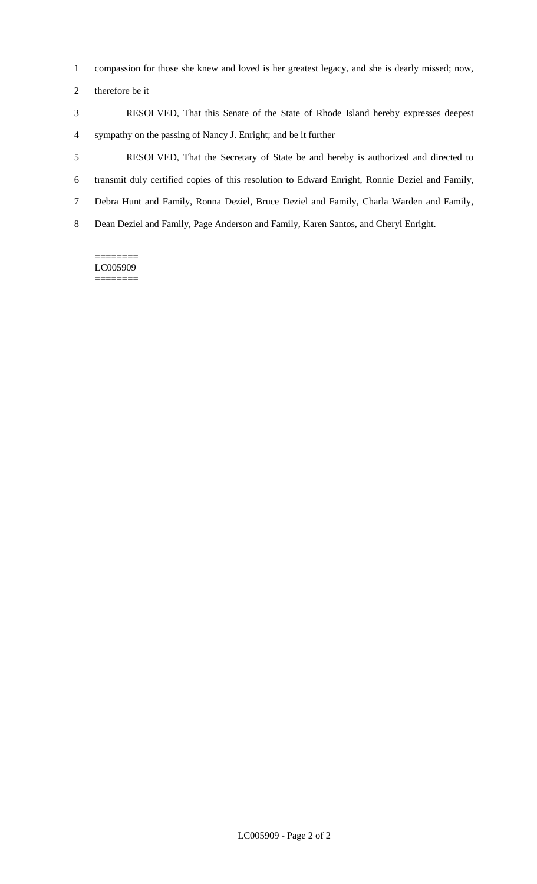compassion for those she knew and loved is her greatest legacy, and she is dearly missed; now, therefore be it

RESOLVED, That this Senate of the State of Rhode Island hereby expresses deepest sympathy on the passing of Nancy J. Enright; and be it further

RESOLVED, That the Secretary of State be and hereby is authorized and directed to transmit duly certified copies of this resolution to Edward Enright, Ronnie Deziel and Family, Debra Hunt and Family, Ronna Deziel, Bruce Deziel and Family, Charla Warden and Family, Dean Deziel and Family, Page Anderson and Family, Karen Santos, and Cheryl Enright.

========
LC005909
========